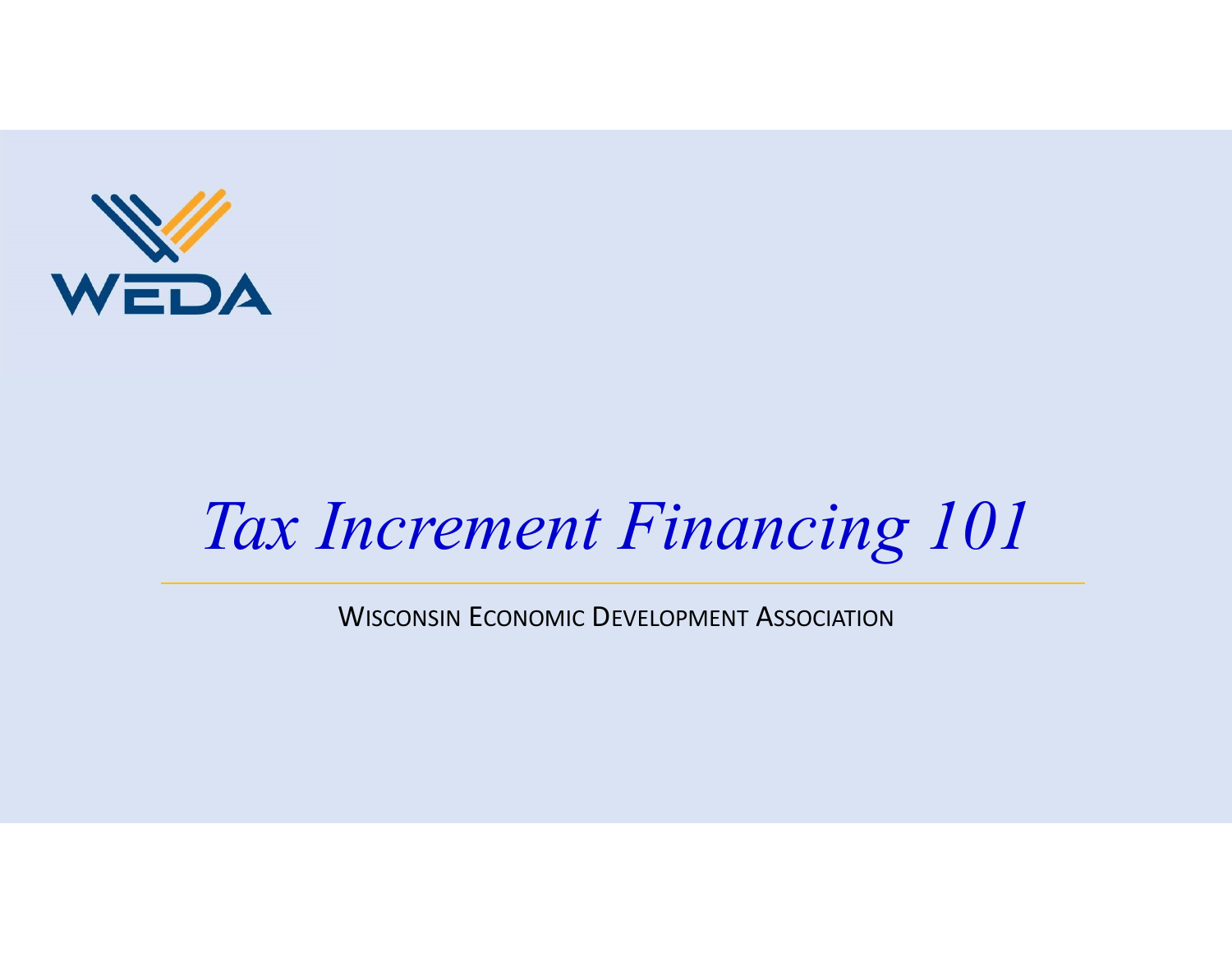WEDA

# *Tax Increment Financing 101*

WISCONSIN ECONOMIC DEVELOPMENT ASSOCIATION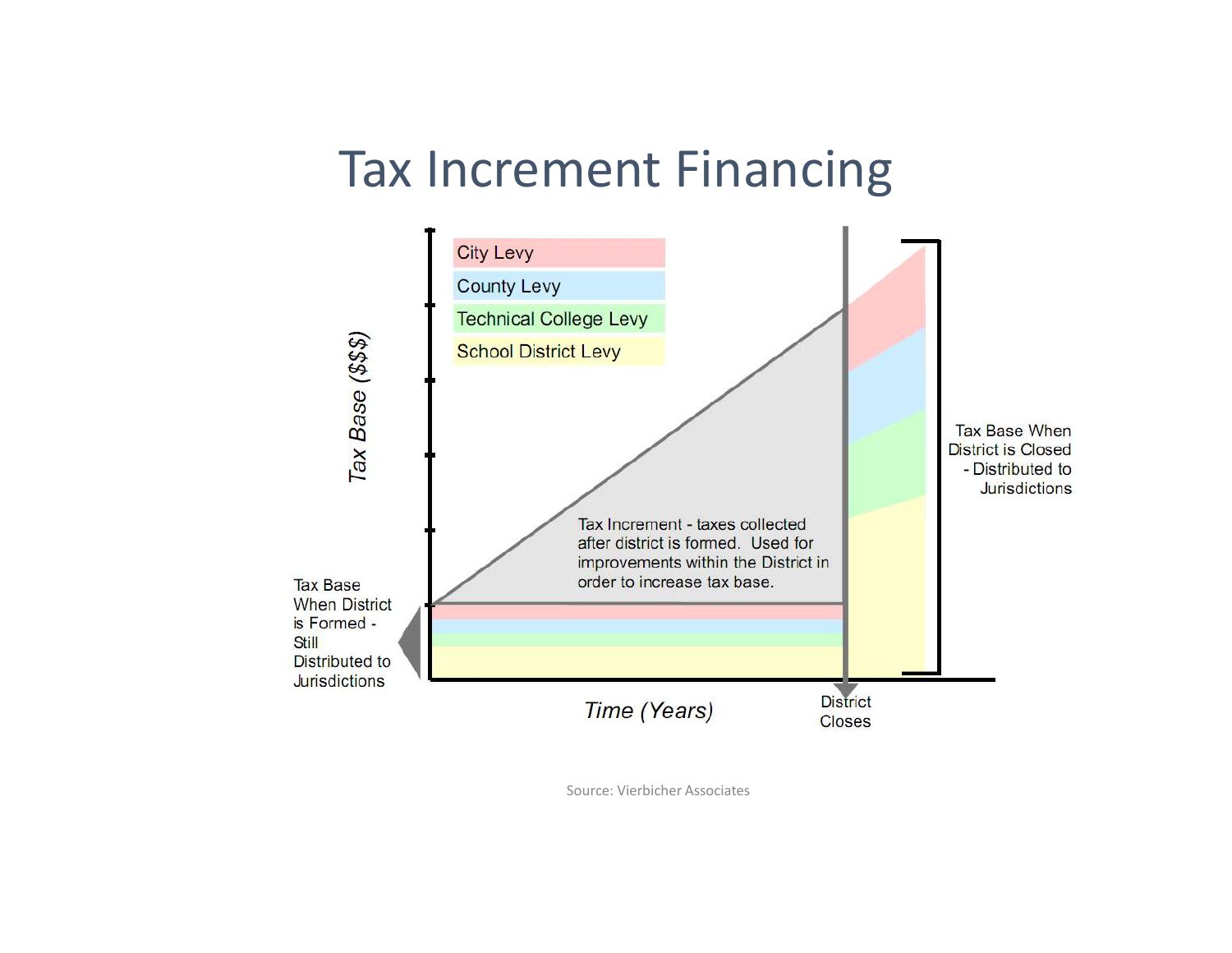# Tax Increment Financing

City Levy

County Levy

Technical College Levy

School District Levy

Tax Base ($$$)

Tax Increment - taxes collected after district is formed. Used for improvements within the District in order to increase tax base.

Tax Base When District is Formed - Still Distributed to Jurisdictions

Tax Base When District is Closed - Distributed to Jurisdictions

Time (Years)

District Closes

Source: Vierbicher Associates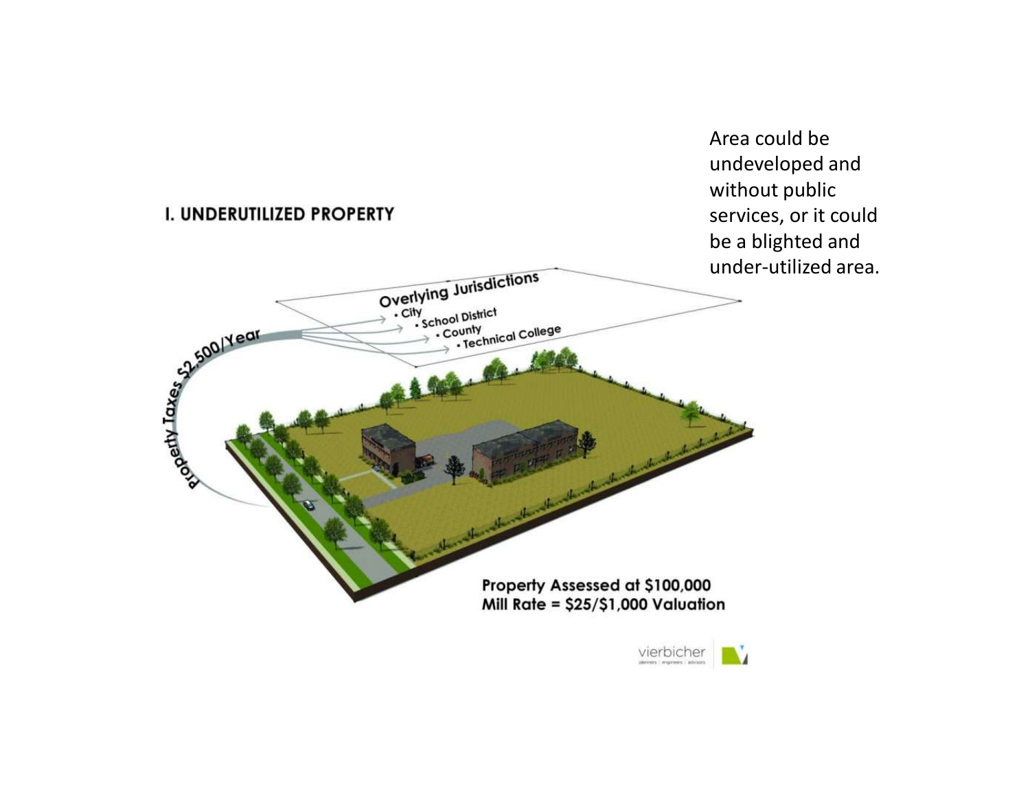## I. UNDERUTILIZED PROPERTY

Area could be undeveloped and without public services, or it could be a blighted and under-utilized area.

Property Taxes $2,500/Year

Overlying Jurisdictions
- City
- School District
- County
- Technical College

**Property Assessed at $100,000**
**Mill Rate = $25/$1,000 Valuation**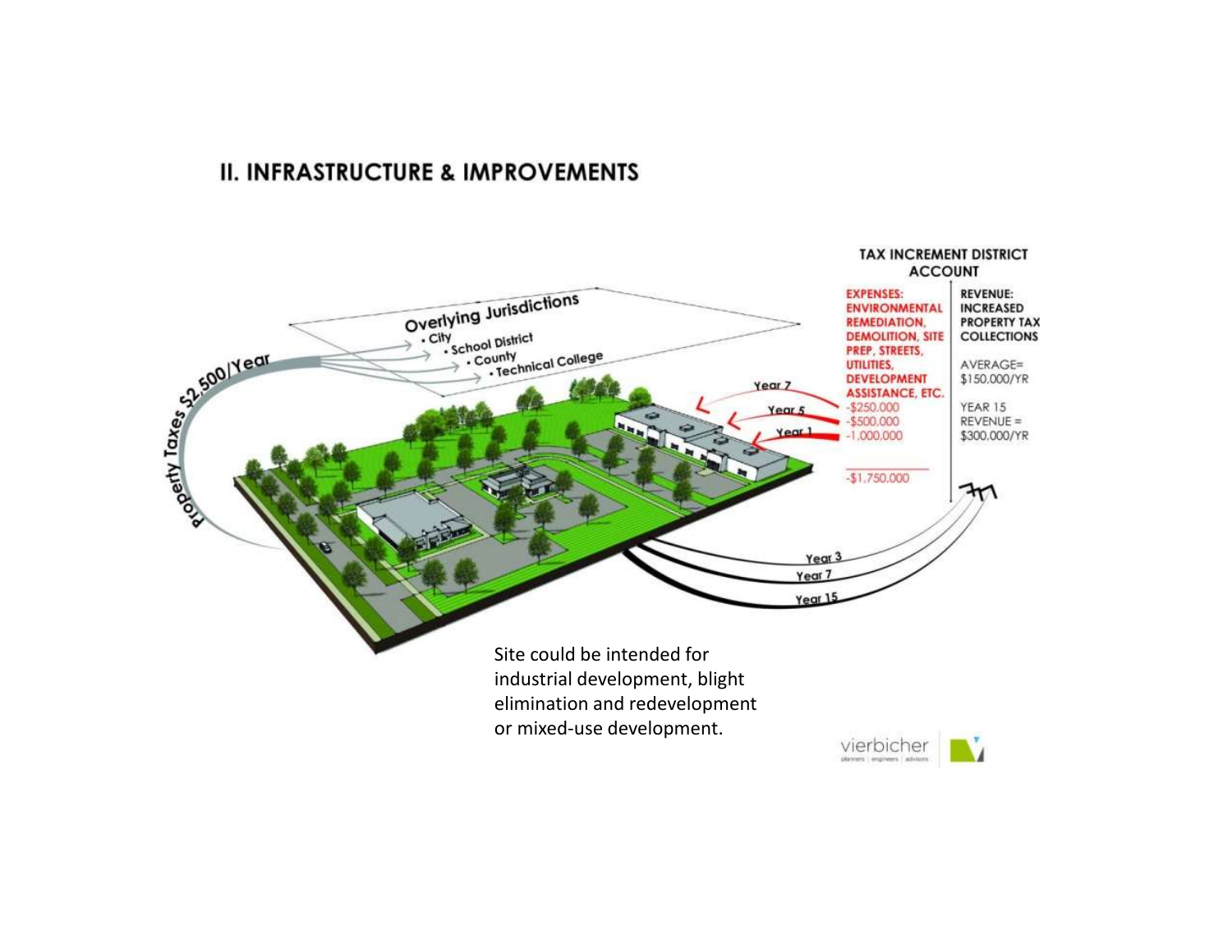## II. INFRASTRUCTURE & IMPROVEMENTS

Property Taxes $2,500/Year

**Overlying Jurisdictions**
- City
- School District
- County
- Technical College

**TAX INCREMENT DISTRICT ACCOUNT**

| EXPENSES: ENVIRONMENTAL REMEDIATION, DEMOLITION, SITE PREP, STREETS, UTILITIES, DEVELOPMENT ASSISTANCE, ETC. | REVENUE: INCREASED PROPERTY TAX COLLECTIONS |
| --- | --- |
| Year 7: -$250,000 | AVERAGE= $150,000/YR |
| Year 5: -$500,000 | YEAR 15 REVENUE = $300,000/YR |
| Year 1: -1,000,000 | |
| -$1,750,000 | |

Year 3
Year 7
Year 15

Site could be intended for industrial development, blight elimination and redevelopment or mixed-use development.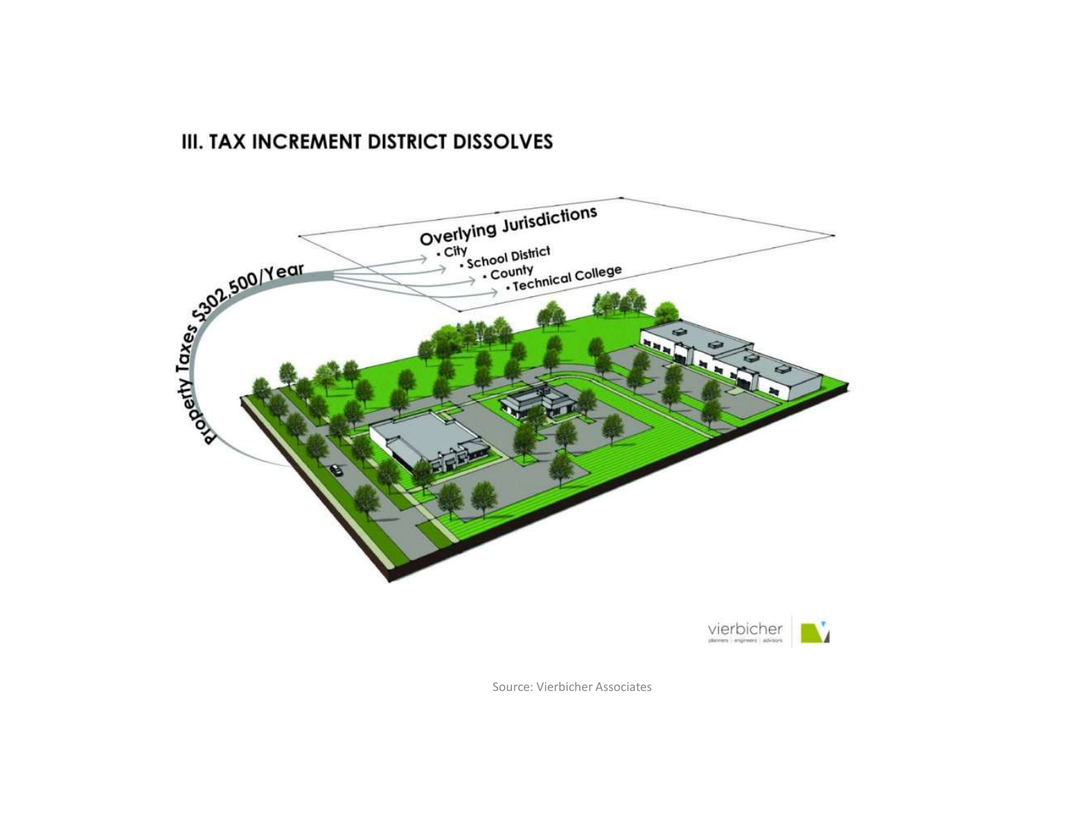## III. TAX INCREMENT DISTRICT DISSOLVES

Property Taxes $302,500/Year

Overlying Jurisdictions
- City
- School District
- County
- Technical College

vierbicher
planners | engineers | advisors

Source: Vierbicher Associates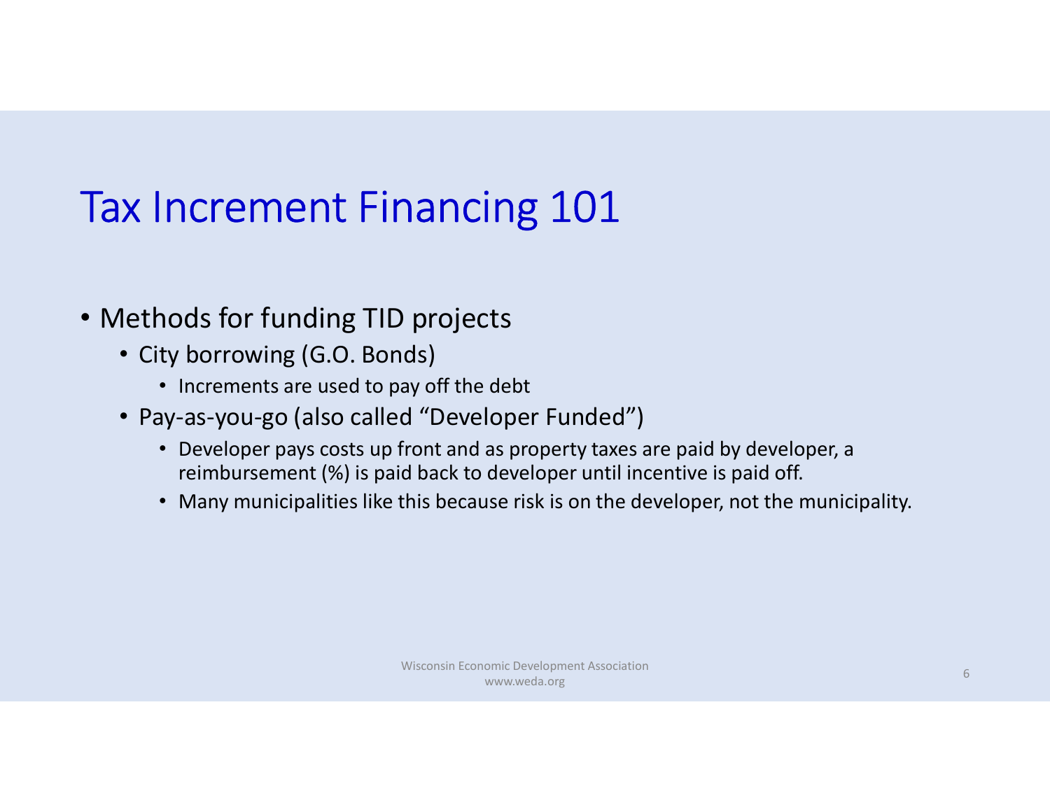# Tax Increment Financing 101

- Methods for funding TID projects
  - City borrowing (G.O. Bonds)
    - Increments are used to pay off the debt
  - Pay-as-you-go (also called "Developer Funded")
    - Developer pays costs up front and as property taxes are paid by developer, a reimbursement (%) is paid back to developer until incentive is paid off.
    - Many municipalities like this because risk is on the developer, not the municipality.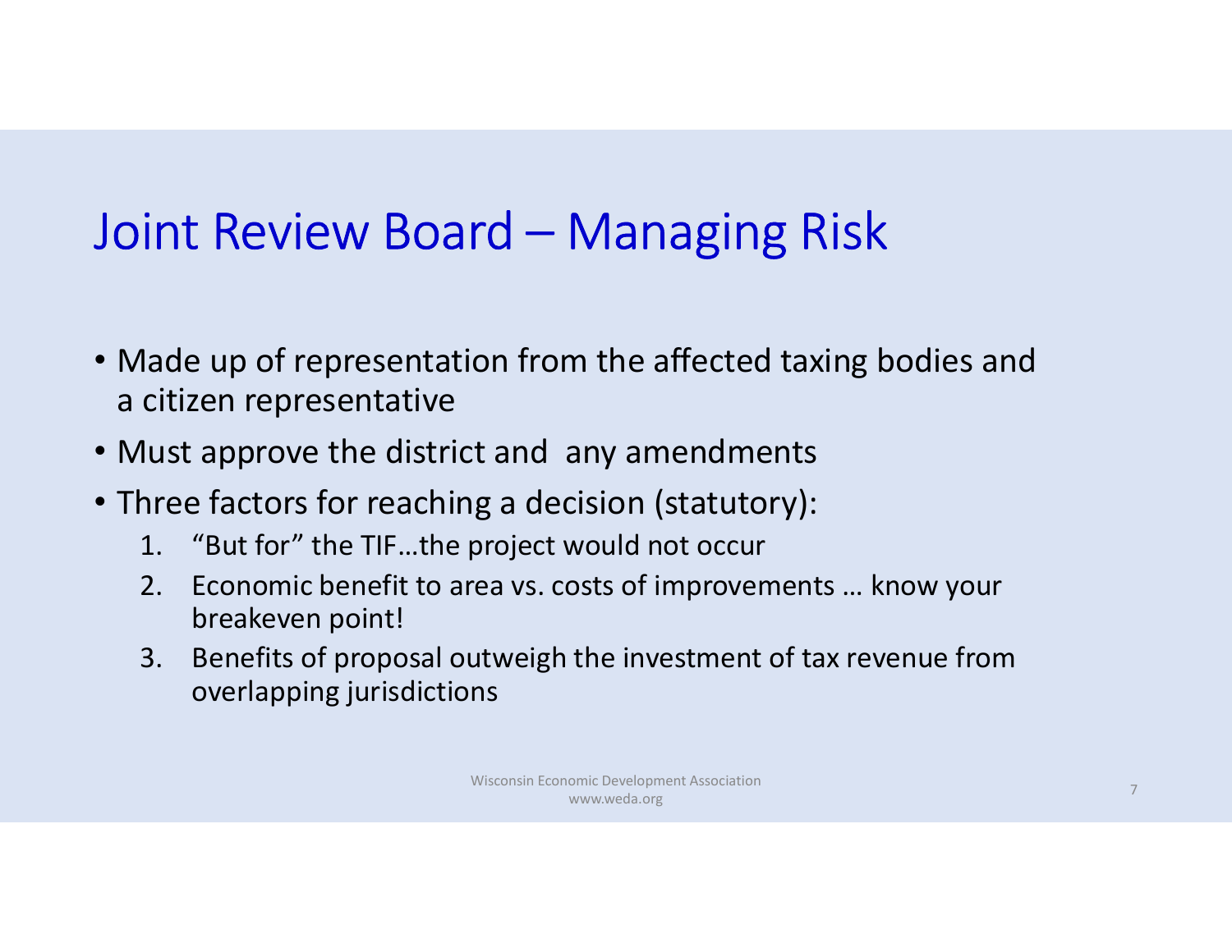# Joint Review Board – Managing Risk

- Made up of representation from the affected taxing bodies and a citizen representative
- Must approve the district and any amendments
- Three factors for reaching a decision (statutory):
  1. "But for" the TIF…the project would not occur
  2. Economic benefit to area vs. costs of improvements … know your breakeven point!
  3. Benefits of proposal outweigh the investment of tax revenue from overlapping jurisdictions